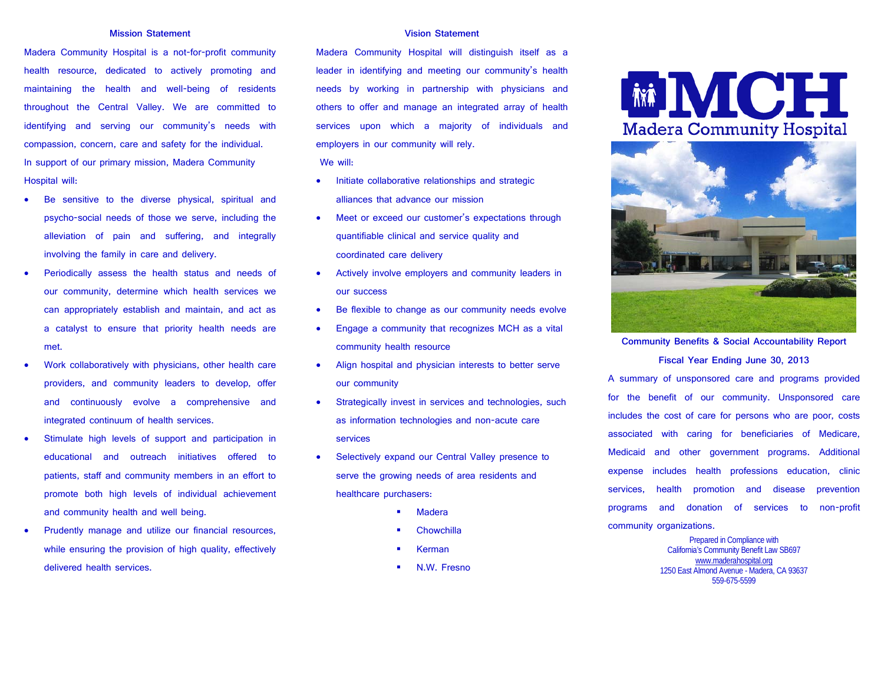## Mission Statement

Madera Community Hospital is a not-for-profit community health resource, dedicated to actively promoting and maintaining the health and well-being of residents throughout the Central Valley. We are committed to identifying and serving our community's needs with compassion, concern, care and safety for the individual.

In support of our primary mission, Madera Community Hospital will:

- Be sensitive to the diverse physical, spiritual and psycho-social needs of those we serve, including the alleviation of pain and suffering, and integrally involving the family in care and delivery.
- Periodically assess the health status and needs of our community, determine which health services we can appropriately establish and maintain, and act as a catalyst to ensure that priority health needs are met.
- Work collaboratively with physicians, other health care providers, and community leaders to develop, offer and continuously evolve a comprehensive and integrated continuum of health services.
- Stimulate high levels of support and participation in educational and outreach initiatives offered to patients, staff and community members in an effort to promote both high levels of individual achievement and community health and well being.
- Prudently manage and utilize our financial resources, while ensuring the provision of high quality, effectively delivered health services.

## Vision Statement

Madera Community Hospital will distinguish itself as a leader in identifying and meeting our community's health needs by working in partnership with physicians and others to offer and manage an integrated array of health services upon which a majority of individuals and employers in our community will rely.

We will:

- Initiate collaborative relationships and strategic alliances that advance our mission
- Meet or exceed our customer's expectations through quantifiable clinical and service quality and coordinated care delivery
- Actively involve employers and community leaders in our success
- Be flexible to change as our community needs evolve
- Engage a community that recognizes MCH as a vital community health resource
- Align hospital and physician interests to better serve our community
- Strategically invest in services and technologies, such as information technologies and non-acute care services
- Selectively expand our Central Valley presence to serve the growing needs of area residents and healthcare purchasers:
  - Madera
  - Chowchilla
  - Kerman
  - N.W. Fresno

# MCH
## Madera Community Hospital

### Community Benefits & Social Accountability Report
### Fiscal Year Ending June 30, 2013

A summary of unsponsored care and programs provided for the benefit of our community. Unsponsored care includes the cost of care for persons who are poor, costs associated with caring for beneficiaries of Medicare, Medicaid and other government programs. Additional expense includes health professions education, clinic services, health promotion and disease prevention programs and donation of services to non-profit community organizations.

Prepared in Compliance with
California's Community Benefit Law SB697
www.maderahospital.org
1250 East Almond Avenue - Madera, CA 93637
559-675-5599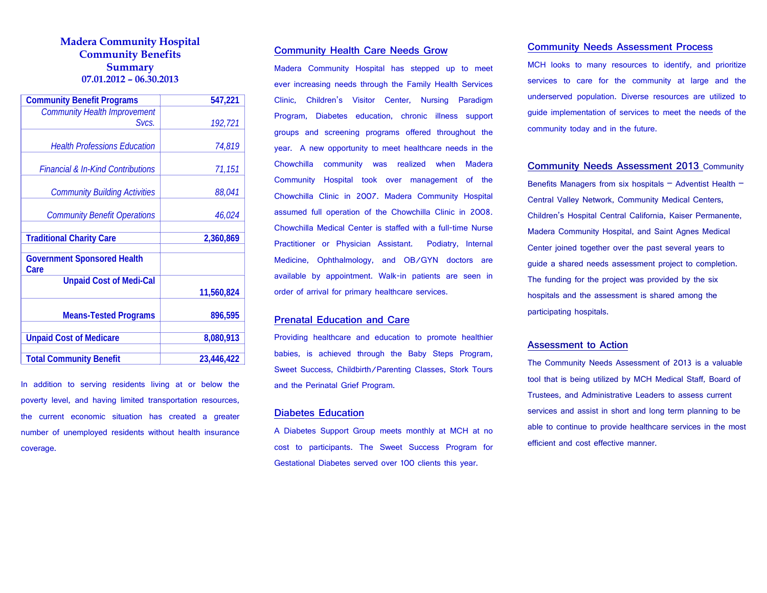# Madera Community Hospital Community Benefits Summary

**07.01.2012 – 06.30.2013**

| | |
|---|---:|
| **Community Benefit Programs** | **547,221** |
| *Community Health Improvement Svcs.* | *192,721* |
| *Health Professions Education* | *74,819* |
| *Financial & In-Kind Contributions* | *71,151* |
| *Community Building Activities* | *88,041* |
| *Community Benefit Operations* | *46,024* |
| | |
| **Traditional Charity Care** | **2,360,869** |
| | |
| **Government Sponsored Health Care** | |
| **Unpaid Cost of Medi-Cal** | **11,560,824** |
| **Means-Tested Programs** | **896,595** |
| | |
| **Unpaid Cost of Medicare** | **8,080,913** |
| | |
| **Total Community Benefit** | **23,446,422** |

In addition to serving residents living at or below the poverty level, and having limited transportation resources, the current economic situation has created a greater number of unemployed residents without health insurance coverage.

## Community Health Care Needs Grow

Madera Community Hospital has stepped up to meet ever increasing needs through the Family Health Services Clinic, Children's Visitor Center, Nursing Paradigm Program, Diabetes education, chronic illness support groups and screening programs offered throughout the year. A new opportunity to meet healthcare needs in the Chowchilla community was realized when Madera Community Hospital took over management of the Chowchilla Clinic in 2007. Madera Community Hospital assumed full operation of the Chowchilla Clinic in 2008. Chowchilla Medical Center is staffed with a full-time Nurse Practitioner or Physician Assistant. Podiatry, Internal Medicine, Ophthalmology, and OB/GYN doctors are available by appointment. Walk-in patients are seen in order of arrival for primary healthcare services.

## Prenatal Education and Care

Providing healthcare and education to promote healthier babies, is achieved through the Baby Steps Program, Sweet Success, Childbirth/Parenting Classes, Stork Tours and the Perinatal Grief Program.

## Diabetes Education

A Diabetes Support Group meets monthly at MCH at no cost to participants. The Sweet Success Program for Gestational Diabetes served over 100 clients this year.

## Community Needs Assessment Process

MCH looks to many resources to identify, and prioritize services to care for the community at large and the underserved population. Diverse resources are utilized to guide implementation of services to meet the needs of the community today and in the future.

## Community Needs Assessment 2013

Community Benefits Managers from six hospitals – Adventist Health – Central Valley Network, Community Medical Centers, Children's Hospital Central California, Kaiser Permanente, Madera Community Hospital, and Saint Agnes Medical Center joined together over the past several years to guide a shared needs assessment project to completion. The funding for the project was provided by the six hospitals and the assessment is shared among the participating hospitals.

## Assessment to Action

The Community Needs Assessment of 2013 is a valuable tool that is being utilized by MCH Medical Staff, Board of Trustees, and Administrative Leaders to assess current services and assist in short and long term planning to be able to continue to provide healthcare services in the most efficient and cost effective manner.